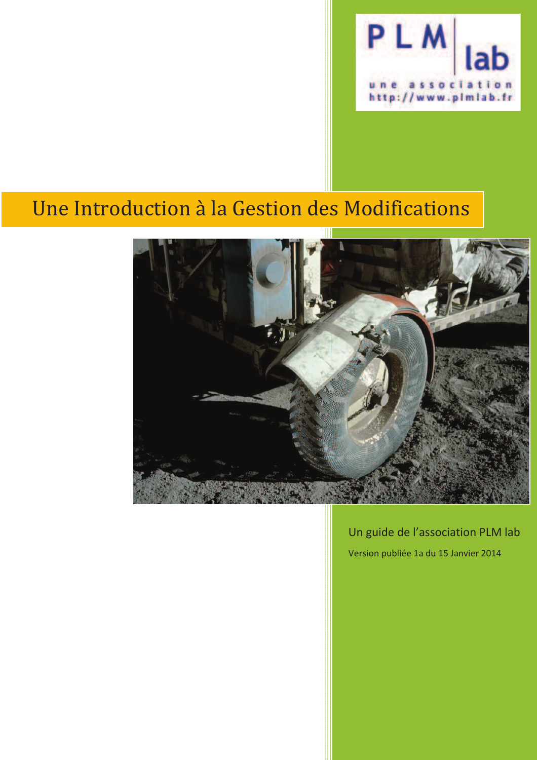PLM lab

une association
http://www.plmlab.fr

# Une Introduction à la Gestion des Modifications

Un guide de l'association PLM lab

Version publiée 1a du 15 Janvier 2014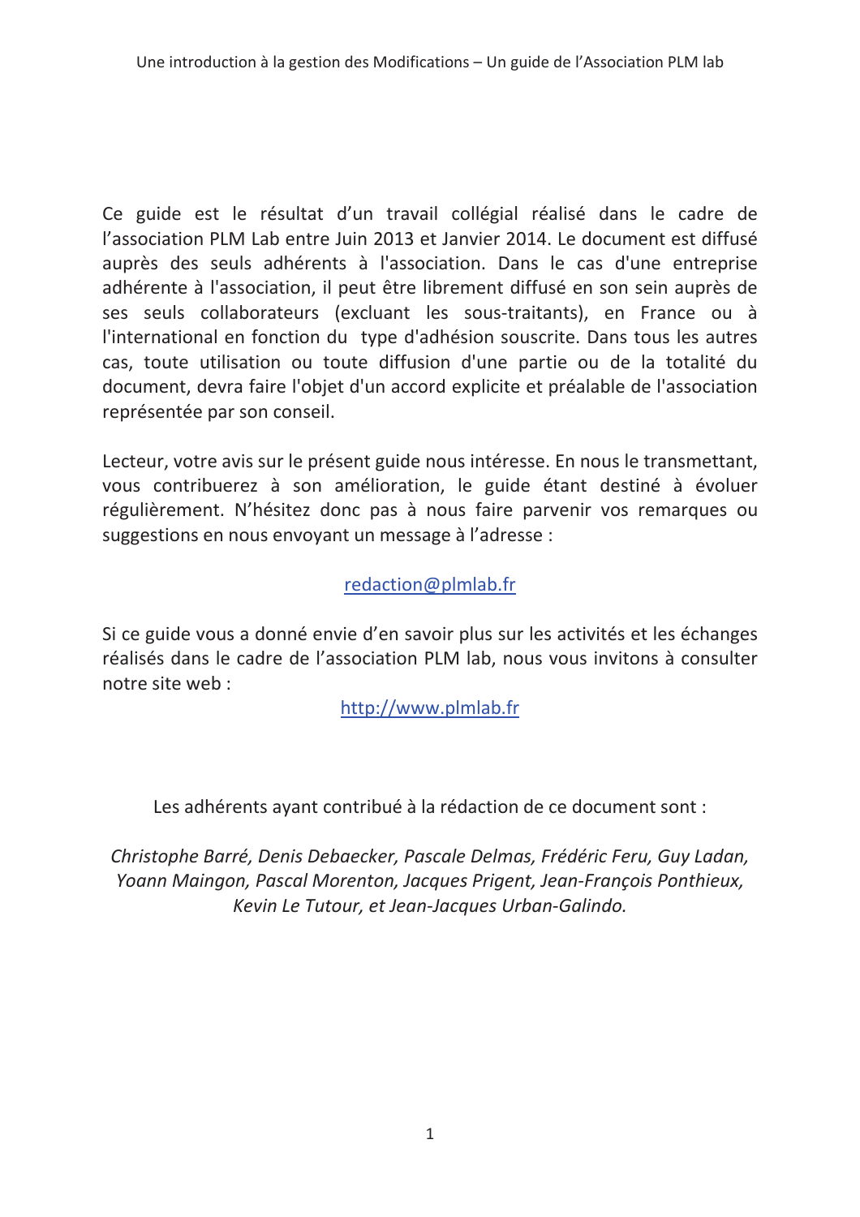Ce guide est le résultat d'un travail collégial réalisé dans le cadre de l'association PLM Lab entre Juin 2013 et Janvier 2014. Le document est diffusé auprès des seuls adhérents à l'association. Dans le cas d'une entreprise adhérente à l'association, il peut être librement diffusé en son sein auprès de ses seuls collaborateurs (excluant les sous-traitants), en France ou à l'international en fonction du type d'adhésion souscrite. Dans tous les autres cas, toute utilisation ou toute diffusion d'une partie ou de la totalité du document, devra faire l'objet d'un accord explicite et préalable de l'association représentée par son conseil.

Lecteur, votre avis sur le présent guide nous intéresse. En nous le transmettant, vous contribuerez à son amélioration, le guide étant destiné à évoluer régulièrement. N'hésitez donc pas à nous faire parvenir vos remarques ou suggestions en nous envoyant un message à l'adresse :

redaction@plmlab.fr

Si ce guide vous a donné envie d'en savoir plus sur les activités et les échanges réalisés dans le cadre de l'association PLM lab, nous vous invitons à consulter notre site web :

http://www.plmlab.fr

Les adhérents ayant contribué à la rédaction de ce document sont :

*Christophe Barré, Denis Debaecker, Pascale Delmas, Frédéric Feru, Guy Ladan, Yoann Maingon, Pascal Morenton, Jacques Prigent, Jean-François Ponthieux, Kevin Le Tutour, et Jean-Jacques Urban-Galindo.*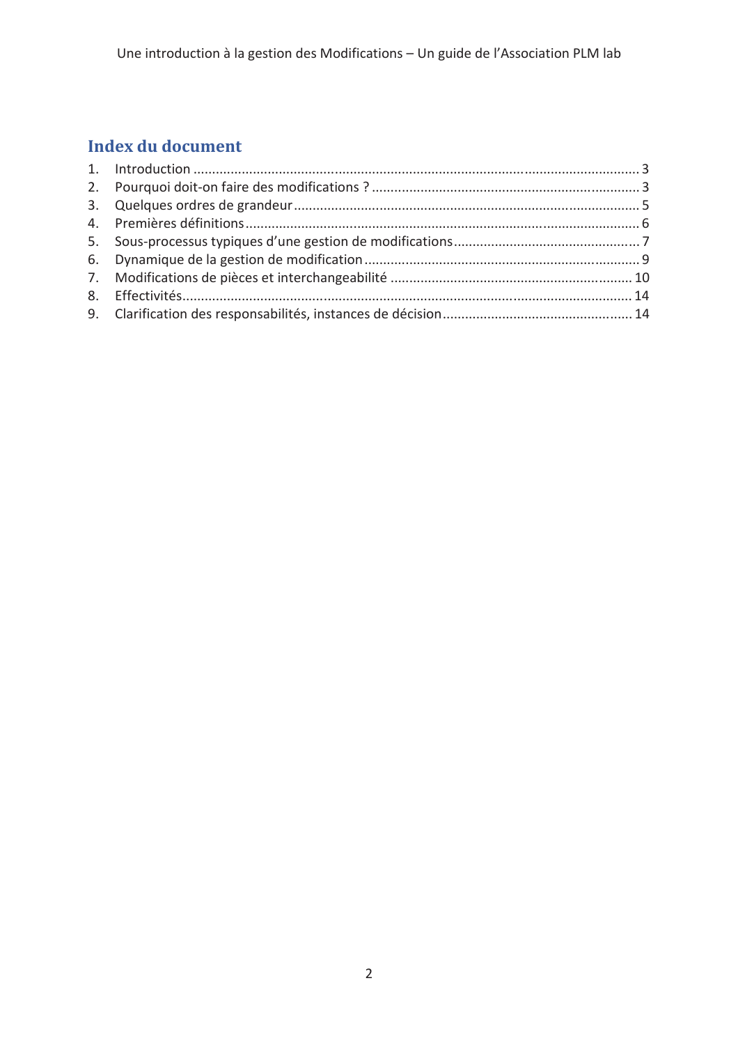## Index du document

1. Introduction ........................................................................................................ 3
2. Pourquoi doit-on faire des modifications ? ........................................................ 3
3. Quelques ordres de grandeur ............................................................................. 5
4. Premières définitions .......................................................................................... 6
5. Sous-processus typiques d’une gestion de modifications ................................... 7
6. Dynamique de la gestion de modification .......................................................... 9
7. Modifications de pièces et interchangeabilité .................................................. 10
8. Effectivités ......................................................................................................... 14
9. Clarification des responsabilités, instances de décision .................................... 14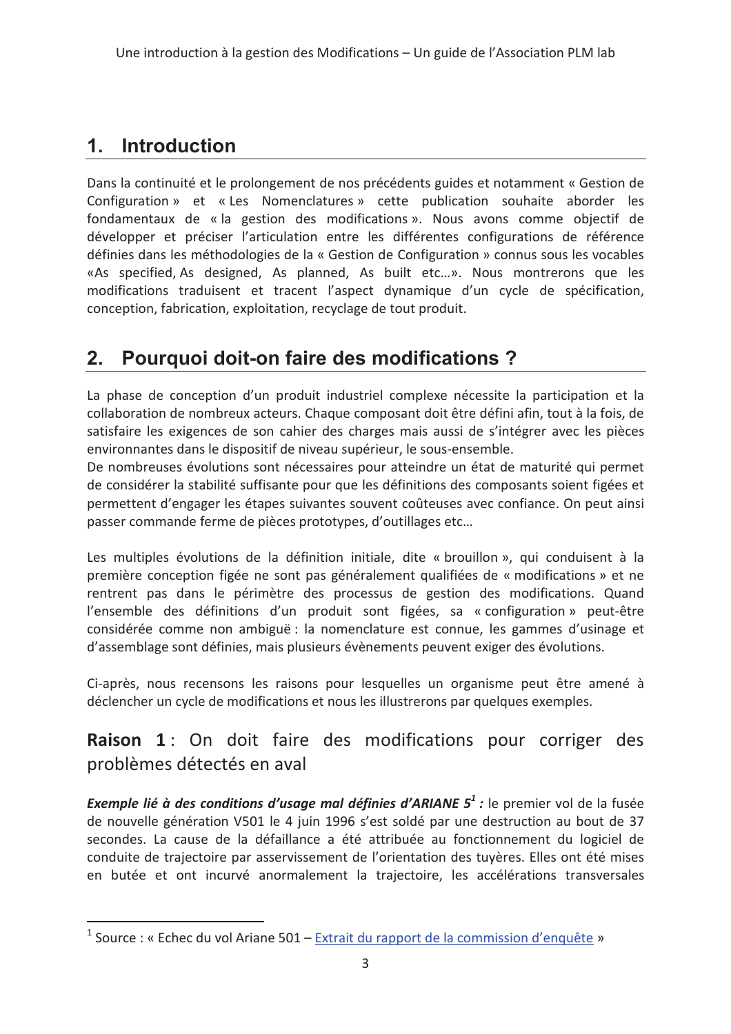## 1. Introduction

Dans la continuité et le prolongement de nos précédents guides et notamment « Gestion de Configuration » et « Les Nomenclatures » cette publication souhaite aborder les fondamentaux de « la gestion des modifications ». Nous avons comme objectif de développer et préciser l'articulation entre les différentes configurations de référence définies dans les méthodologies de la « Gestion de Configuration » connus sous les vocables «As specified, As designed, As planned, As built etc…». Nous montrerons que les modifications traduisent et tracent l'aspect dynamique d'un cycle de spécification, conception, fabrication, exploitation, recyclage de tout produit.

## 2. Pourquoi doit-on faire des modifications ?

La phase de conception d'un produit industriel complexe nécessite la participation et la collaboration de nombreux acteurs. Chaque composant doit être défini afin, tout à la fois, de satisfaire les exigences de son cahier des charges mais aussi de s'intégrer avec les pièces environnantes dans le dispositif de niveau supérieur, le sous-ensemble.
De nombreuses évolutions sont nécessaires pour atteindre un état de maturité qui permet de considérer la stabilité suffisante pour que les définitions des composants soient figées et permettent d'engager les étapes suivantes souvent coûteuses avec confiance. On peut ainsi passer commande ferme de pièces prototypes, d'outillages etc…

Les multiples évolutions de la définition initiale, dite « brouillon », qui conduisent à la première conception figée ne sont pas généralement qualifiées de « modifications » et ne rentrent pas dans le périmètre des processus de gestion des modifications. Quand l'ensemble des définitions d'un produit sont figées, sa « configuration » peut-être considérée comme non ambiguë : la nomenclature est connue, les gammes d'usinage et d'assemblage sont définies, mais plusieurs évènements peuvent exiger des évolutions.

Ci-après, nous recensons les raisons pour lesquelles un organisme peut être amené à déclencher un cycle de modifications et nous les illustrerons par quelques exemples.

### **Raison 1** : On doit faire des modifications pour corriger des problèmes détectés en aval

***Exemple lié à des conditions d'usage mal définies d'ARIANE 5[1] :*** le premier vol de la fusée de nouvelle génération V501 le 4 juin 1996 s'est soldé par une destruction au bout de 37 secondes. La cause de la défaillance a été attribuée au fonctionnement du logiciel de conduite de trajectoire par asservissement de l'orientation des tuyères. Elles ont été mises en butée et ont incurvé anormalement la trajectoire, les accélérations transversales

[1] Source : « Echec du vol Ariane 501 – Extrait du rapport de la commission d'enquête »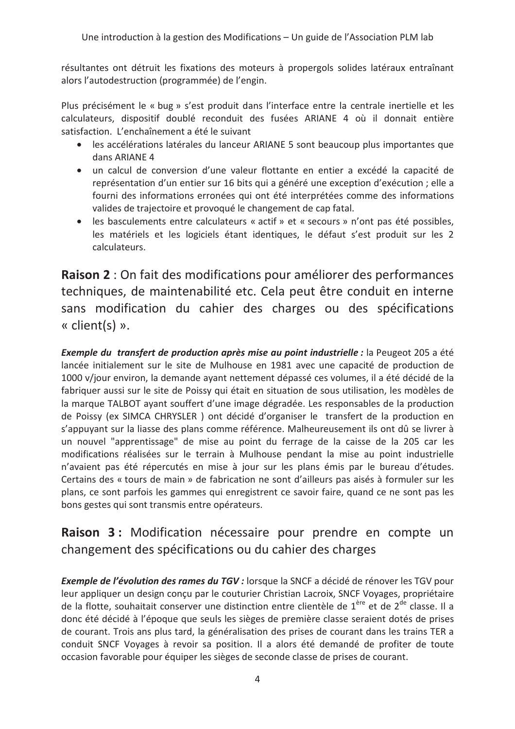résultantes ont détruit les fixations des moteurs à propergols solides latéraux entraînant alors l'autodestruction (programmée) de l'engin.

Plus précisément le « bug » s'est produit dans l'interface entre la centrale inertielle et les calculateurs, dispositif doublé reconduit des fusées ARIANE 4 où il donnait entière satisfaction. L'enchaînement a été le suivant

- les accélérations latérales du lanceur ARIANE 5 sont beaucoup plus importantes que dans ARIANE 4
- un calcul de conversion d'une valeur flottante en entier a excédé la capacité de représentation d'un entier sur 16 bits qui a généré une exception d'exécution ; elle a fourni des informations erronées qui ont été interprétées comme des informations valides de trajectoire et provoqué le changement de cap fatal.
- les basculements entre calculateurs « actif » et « secours » n'ont pas été possibles, les matériels et les logiciels étant identiques, le défaut s'est produit sur les 2 calculateurs.

## **Raison 2** : On fait des modifications pour améliorer des performances techniques, de maintenabilité etc. Cela peut être conduit en interne sans modification du cahier des charges ou des spécifications « client(s) ».

***Exemple du transfert de production après mise au point industrielle :*** la Peugeot 205 a été lancée initialement sur le site de Mulhouse en 1981 avec une capacité de production de 1000 v/jour environ, la demande ayant nettement dépassé ces volumes, il a été décidé de la fabriquer aussi sur le site de Poissy qui était en situation de sous utilisation, les modèles de la marque TALBOT ayant souffert d'une image dégradée. Les responsables de la production de Poissy (ex SIMCA CHRYSLER ) ont décidé d'organiser le transfert de la production en s'appuyant sur la liasse des plans comme référence. Malheureusement ils ont dû se livrer à un nouvel "apprentissage" de mise au point du ferrage de la caisse de la 205 car les modifications réalisées sur le terrain à Mulhouse pendant la mise au point industrielle n'avaient pas été répercutés en mise à jour sur les plans émis par le bureau d'études. Certains des « tours de main » de fabrication ne sont d'ailleurs pas aisés à formuler sur les plans, ce sont parfois les gammes qui enregistrent ce savoir faire, quand ce ne sont pas les bons gestes qui sont transmis entre opérateurs.

## **Raison 3 :** Modification nécessaire pour prendre en compte un changement des spécifications ou du cahier des charges

***Exemple de l'évolution des rames du TGV :*** lorsque la SNCF a décidé de rénover les TGV pour leur appliquer un design conçu par le couturier Christian Lacroix, SNCF Voyages, propriétaire de la flotte, souhaitait conserver une distinction entre clientèle de 1ère et de 2de classe. Il a donc été décidé à l'époque que seuls les sièges de première classe seraient dotés de prises de courant. Trois ans plus tard, la généralisation des prises de courant dans les trains TER a conduit SNCF Voyages à revoir sa position. Il a alors été demandé de profiter de toute occasion favorable pour équiper les sièges de seconde classe de prises de courant.